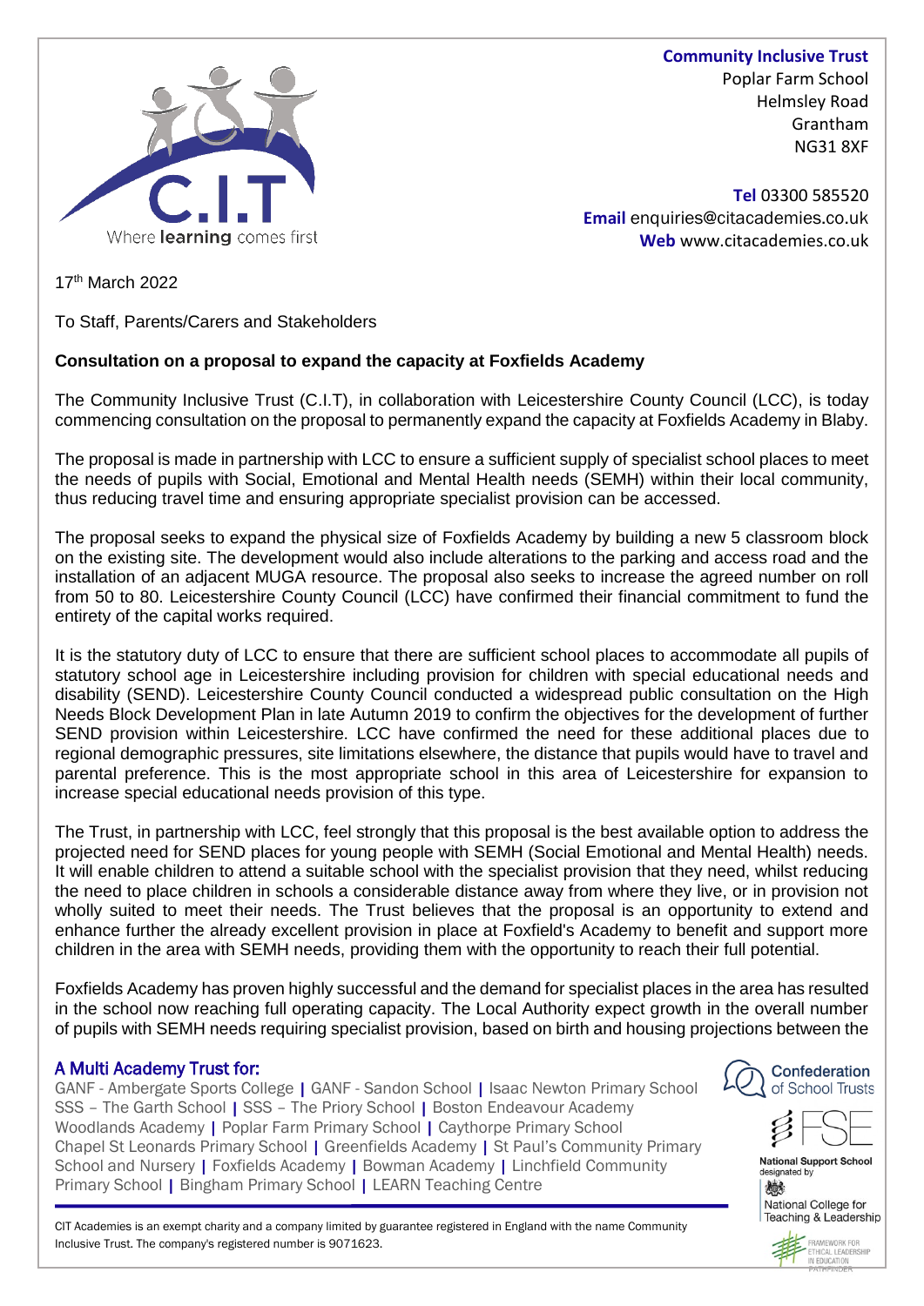**Community Inclusive Trust**
Poplar Farm School
Helmsley Road
Grantham
NG31 8XF

**Tel** 03300 585520
**Email** enquiries@citacademies.co.uk
**Web** www.citacademies.co.uk

C.I.T Where **learning** comes first

17th March 2022

To Staff, Parents/Carers and Stakeholders

**Consultation on a proposal to expand the capacity at Foxfields Academy**

The Community Inclusive Trust (C.I.T), in collaboration with Leicestershire County Council (LCC), is today commencing consultation on the proposal to permanently expand the capacity at Foxfields Academy in Blaby.

The proposal is made in partnership with LCC to ensure a sufficient supply of specialist school places to meet the needs of pupils with Social, Emotional and Mental Health needs (SEMH) within their local community, thus reducing travel time and ensuring appropriate specialist provision can be accessed.

The proposal seeks to expand the physical size of Foxfields Academy by building a new 5 classroom block on the existing site. The development would also include alterations to the parking and access road and the installation of an adjacent MUGA resource. The proposal also seeks to increase the agreed number on roll from 50 to 80. Leicestershire County Council (LCC) have confirmed their financial commitment to fund the entirety of the capital works required.

It is the statutory duty of LCC to ensure that there are sufficient school places to accommodate all pupils of statutory school age in Leicestershire including provision for children with special educational needs and disability (SEND). Leicestershire County Council conducted a widespread public consultation on the High Needs Block Development Plan in late Autumn 2019 to confirm the objectives for the development of further SEND provision within Leicestershire. LCC have confirmed the need for these additional places due to regional demographic pressures, site limitations elsewhere, the distance that pupils would have to travel and parental preference. This is the most appropriate school in this area of Leicestershire for expansion to increase special educational needs provision of this type.

The Trust, in partnership with LCC, feel strongly that this proposal is the best available option to address the projected need for SEND places for young people with SEMH (Social Emotional and Mental Health) needs. It will enable children to attend a suitable school with the specialist provision that they need, whilst reducing the need to place children in schools a considerable distance away from where they live, or in provision not wholly suited to meet their needs. The Trust believes that the proposal is an opportunity to extend and enhance further the already excellent provision in place at Foxfield's Academy to benefit and support more children in the area with SEMH needs, providing them with the opportunity to reach their full potential.

Foxfields Academy has proven highly successful and the demand for specialist places in the area has resulted in the school now reaching full operating capacity. The Local Authority expect growth in the overall number of pupils with SEMH needs requiring specialist provision, based on birth and housing projections between the

**A Multi Academy Trust for:**
GANF - Ambergate Sports College | GANF - Sandon School | Isaac Newton Primary School
SSS – The Garth School | SSS – The Priory School | Boston Endeavour Academy
Woodlands Academy | Poplar Farm Primary School | Caythorpe Primary School
Chapel St Leonards Primary School | Greenfields Academy | St Paul's Community Primary School and Nursery | Foxfields Academy | Bowman Academy | Linchfield Community Primary School | Bingham Primary School | LEARN Teaching Centre

Confederation of School Trusts

FSE

National Support School designated by National College for Teaching & Leadership

Framework for Ethical Leadership in Education Pathfinder

CIT Academies is an exempt charity and a company limited by guarantee registered in England with the name Community Inclusive Trust. The company's registered number is 9071623.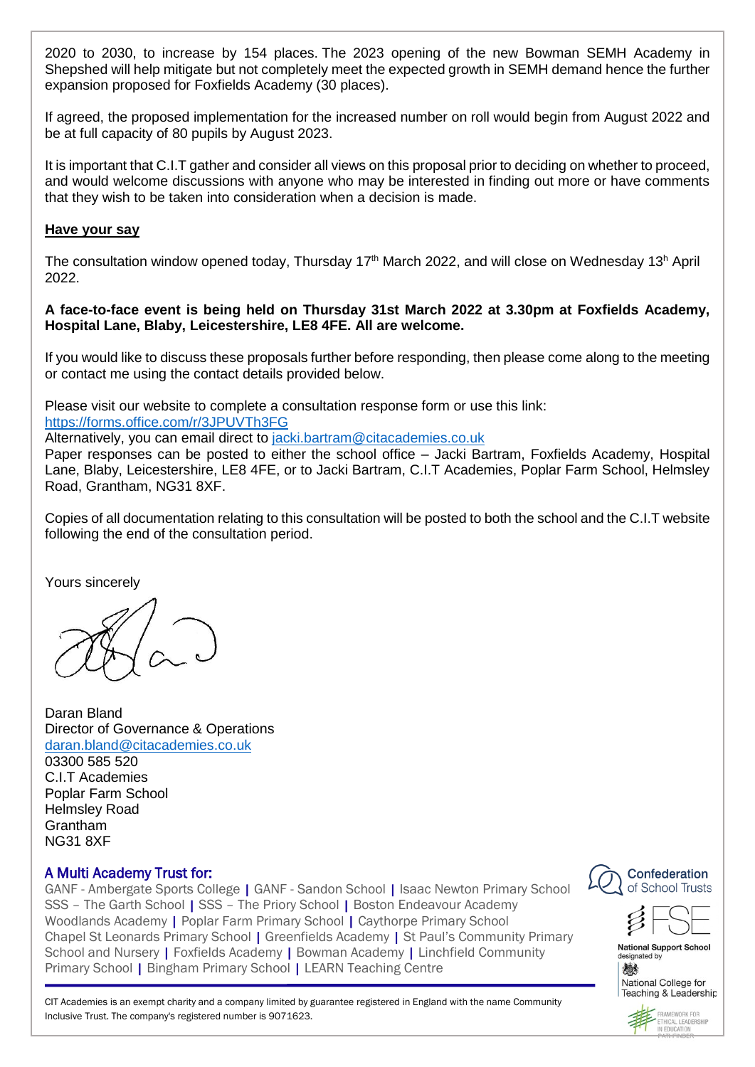2020 to 2030, to increase by 154 places. The 2023 opening of the new Bowman SEMH Academy in Shepshed will help mitigate but not completely meet the expected growth in SEMH demand hence the further expansion proposed for Foxfields Academy (30 places).

If agreed, the proposed implementation for the increased number on roll would begin from August 2022 and be at full capacity of 80 pupils by August 2023.

It is important that C.I.T gather and consider all views on this proposal prior to deciding on whether to proceed, and would welcome discussions with anyone who may be interested in finding out more or have comments that they wish to be taken into consideration when a decision is made.

## Have your say

The consultation window opened today, Thursday 17th March 2022, and will close on Wednesday 13h April 2022.

**A face-to-face event is being held on Thursday 31st March 2022 at 3.30pm at Foxfields Academy, Hospital Lane, Blaby, Leicestershire, LE8 4FE. All are welcome.**

If you would like to discuss these proposals further before responding, then please come along to the meeting or contact me using the contact details provided below.

Please visit our website to complete a consultation response form or use this link:
https://forms.office.com/r/3JPUVTh3FG
Alternatively, you can email direct to jacki.bartram@citacademies.co.uk
Paper responses can be posted to either the school office – Jacki Bartram, Foxfields Academy, Hospital Lane, Blaby, Leicestershire, LE8 4FE, or to Jacki Bartram, C.I.T Academies, Poplar Farm School, Helmsley Road, Grantham, NG31 8XF.

Copies of all documentation relating to this consultation will be posted to both the school and the C.I.T website following the end of the consultation period.

Yours sincerely

Daran Bland
Director of Governance & Operations
daran.bland@citacademies.co.uk
03300 585 520
C.I.T Academies
Poplar Farm School
Helmsley Road
Grantham
NG31 8XF

**A Multi Academy Trust for:**
GANF - Ambergate Sports College | GANF - Sandon School | Isaac Newton Primary School | SSS – The Garth School | SSS – The Priory School | Boston Endeavour Academy | Woodlands Academy | Poplar Farm Primary School | Caythorpe Primary School | Chapel St Leonards Primary School | Greenfields Academy | St Paul's Community Primary School and Nursery | Foxfields Academy | Bowman Academy | Linchfield Community Primary School | Bingham Primary School | LEARN Teaching Centre

Confederation of School Trusts

FSE

National Support School designated by National College for Teaching & Leadership

Framework for Ethical Leadership in Education Pathfinder

CIT Academies is an exempt charity and a company limited by guarantee registered in England with the name Community Inclusive Trust. The company's registered number is 9071623.